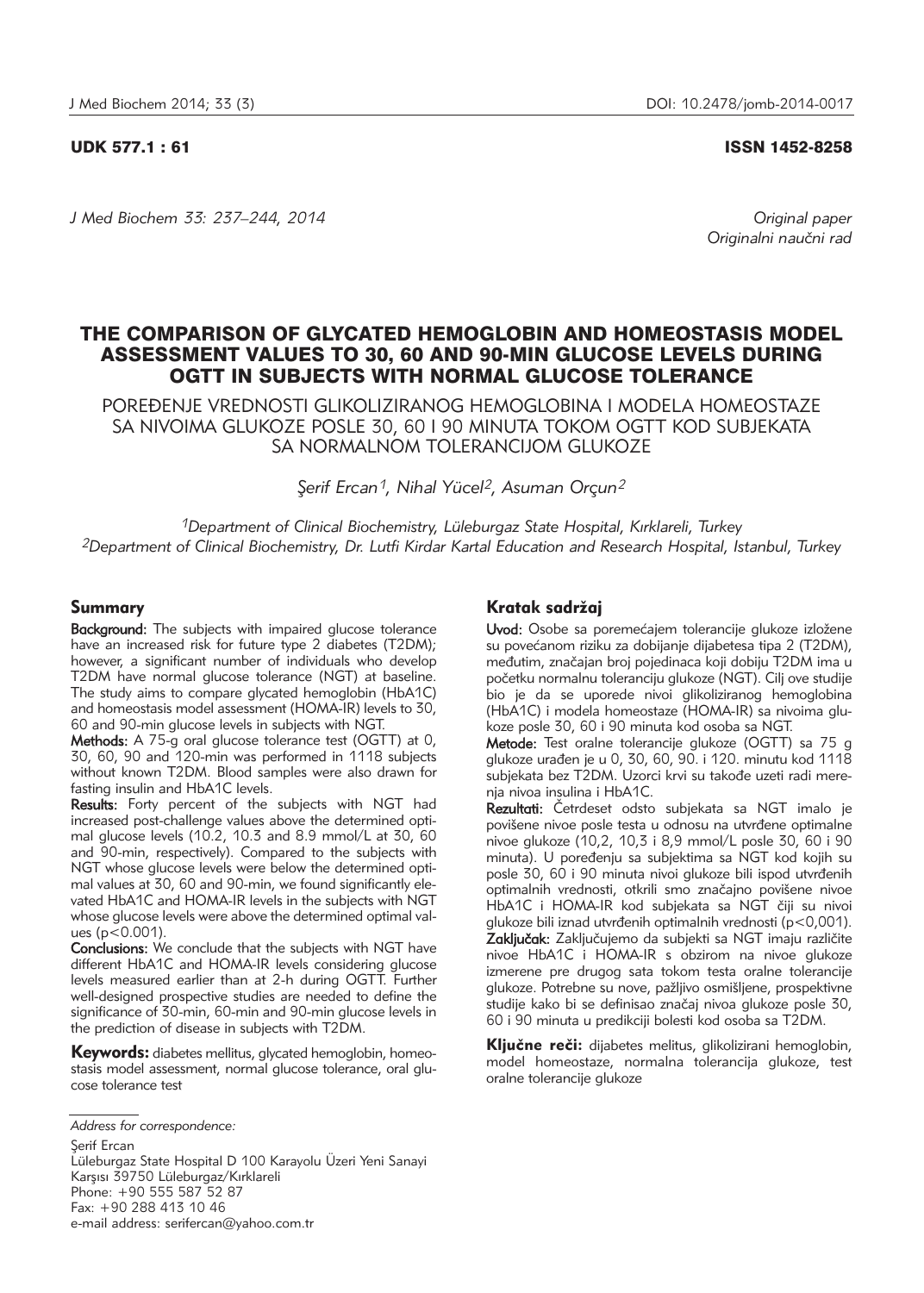UDK 577.1 : 61 ISSN 1452-8258

*J Med Biochem 33: 237–244, 2014*

*Original paper*
*Originalni naučni rad*

# THE COMPARISON OF GLYCATED HEMOGLOBIN AND HOMEOSTASIS MODEL ASSESSMENT VALUES TO 30, 60 AND 90-MIN GLUCOSE LEVELS DURING OGTT IN SUBJECTS WITH NORMAL GLUCOSE TOLERANCE

## POREĐENJE VREDNOSTI GLIKOLIZIRANOG HEMOGLOBINA I MODELA HOMEOSTAZE SA NIVOIMA GLUKOZE POSLE 30, 60 I 90 MINUTA TOKOM OGTT KOD SUBJEKATA SA NORMALNOM TOLERANCIJOM GLUKOZE

*Şerif Ercan[1], Nihal Yücel[2], Asuman Orçun[2]*

*[1]Department of Clinical Biochemistry, Lüleburgaz State Hospital, Kırklareli, Turkey*
*[2]Department of Clinical Biochemistry, Dr. Lutfi Kirdar Kartal Education and Research Hospital, Istanbul, Turkey*

## Summary

**Background:** The subjects with impaired glucose tolerance have an increased risk for future type 2 diabetes (T2DM); however, a significant number of individuals who develop T2DM have normal glucose tolerance (NGT) at baseline. The study aims to compare glycated hemoglobin (HbA1C) and homeostasis model assessment (HOMA-IR) levels to 30, 60 and 90-min glucose levels in subjects with NGT.

**Methods:** A 75-g oral glucose tolerance test (OGTT) at 0, 30, 60, 90 and 120-min was performed in 1118 subjects without known T2DM. Blood samples were also drawn for fasting insulin and HbA1C levels.

**Results:** Forty percent of the subjects with NGT had increased post-challenge values above the determined optimal glucose levels (10.2, 10.3 and 8.9 mmol/L at 30, 60 and 90-min, respectively). Compared to the subjects with NGT whose glucose levels were below the determined optimal values at 30, 60 and 90-min, we found significantly elevated HbA1C and HOMA-IR levels in the subjects with NGT whose glucose levels were above the determined optimal values ($p<0.001$).

**Conclusions:** We conclude that the subjects with NGT have different HbA1C and HOMA-IR levels considering glucose levels measured earlier than at 2-h during OGTT. Further well-designed prospective studies are needed to define the significance of 30-min, 60-min and 90-min glucose levels in the prediction of disease in subjects with T2DM.

**Keywords:** diabetes mellitus, glycated hemoglobin, homeostasis model assessment, normal glucose tolerance, oral glucose tolerance test

## Kratak sadržaj

**Uvod:** Osobe sa poremećajem tolerancije glukoze izložene su povećanom riziku za dobijanje dijabetesa tipa 2 (T2DM), međutim, značajan broj pojedinaca koji dobiju T2DM ima u početku normalnu toleranciju glukoze (NGT). Cilj ove studije bio je da se uporede nivoi glikoliziranog hemoglobina (HbA1C) i modela homeostaze (HOMA-IR) sa nivoima glukoze posle 30, 60 i 90 minuta kod osoba sa NGT.

**Metode:** Test oralne tolerancije glukoze (OGTT) sa 75 g glukoze urađen je u 0, 30, 60, 90. i 120. minutu kod 1118 subjekata bez T2DM. Uzorci krvi su takođe uzeti radi merenja nivoa insulina i HbA1C.

**Rezultati:** Četrdeset odsto subjekata sa NGT imalo je povišene nivoe posle testa u odnosu na utvrđene optimalne nivoe glukoze (10,2, 10,3 i 8,9 mmol/L posle 30, 60 i 90 minuta). U poređenju sa subjektima sa NGT kod kojih su posle 30, 60 i 90 minuta nivoi glukoze bili ispod utvrđenih optimalnih vrednosti, otkrili smo značajno povišene nivoe HbA1C i HOMA-IR kod subjekata sa NGT čiji su nivoi glukoze bili iznad utvrđenih optimalnih vrednosti ($p<0,001$).

**Zaključak:** Zaključujemo da subjekti sa NGT imaju različite nivoe HbA1C i HOMA-IR s obzirom na nivoe glukoze izmerene pre drugog sata tokom testa oralne tolerancije glukoze. Potrebne su nove, pažljivo osmišljene, prospektivne studije kako bi se definisao značaj nivoa glukoze posle 30, 60 i 90 minuta u predikciji bolesti kod osoba sa T2DM.

**Ključne reči:** dijabetes melitus, glikolizirani hemoglobin, model homeostaze, normalna tolerancija glukoze, test oralne tolerancije glukoze

---

*Address for correspondence:*

Şerif Ercan
Lüleburgaz State Hospital D 100 Karayolu Üzeri Yeni Sanayi Karşısı 39750 Lüleburgaz/Kırklareli
Phone: +90 555 587 52 87
Fax: +90 288 413 10 46
e-mail address: serifercan@yahoo.com.tr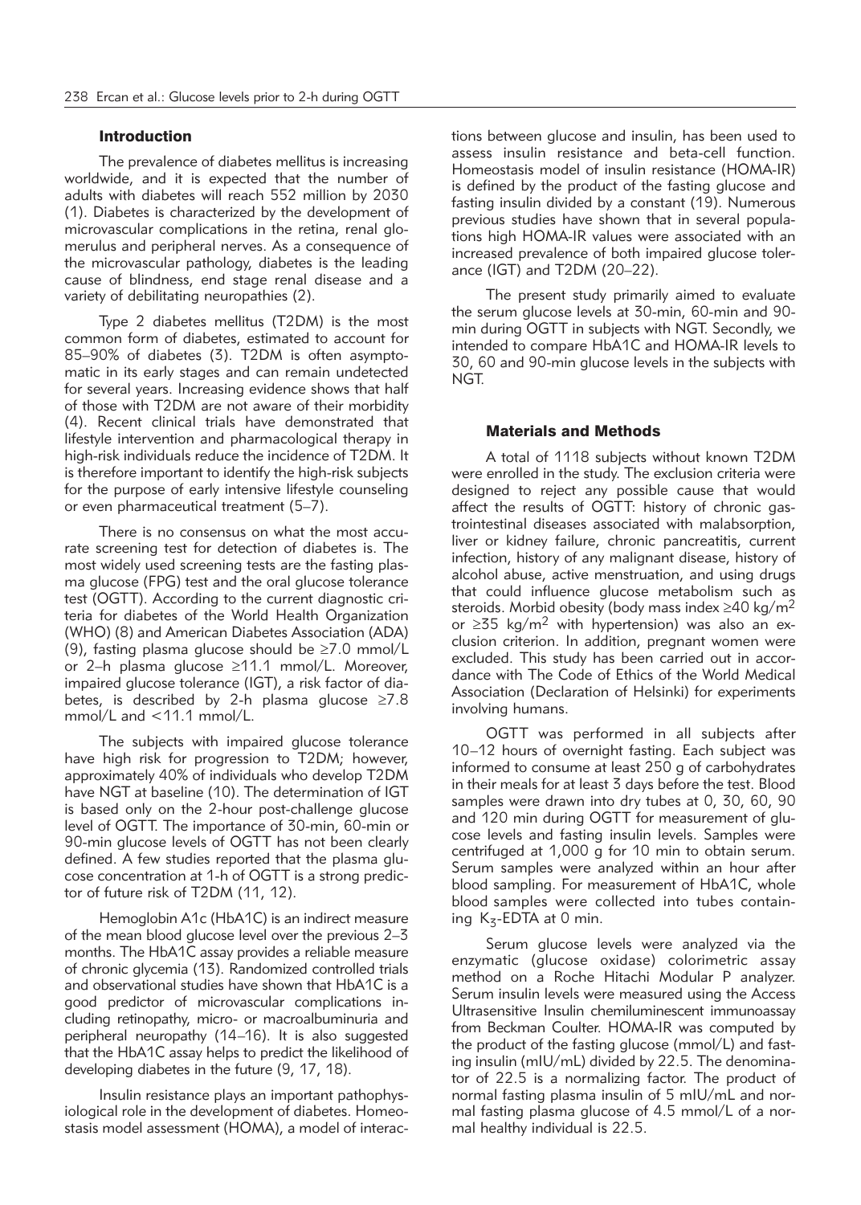## Introduction

The prevalence of diabetes mellitus is increasing worldwide, and it is expected that the number of adults with diabetes will reach 552 million by 2030 (1). Diabetes is characterized by the development of microvascular complications in the retina, renal glomerulus and peripheral nerves. As a consequence of the microvascular pathology, diabetes is the leading cause of blindness, end stage renal disease and a variety of debilitating neuropathies (2).

Type 2 diabetes mellitus (T2DM) is the most common form of diabetes, estimated to account for 85–90% of diabetes (3). T2DM is often asymptomatic in its early stages and can remain undetected for several years. Increasing evidence shows that half of those with T2DM are not aware of their morbidity (4). Recent clinical trials have demonstrated that lifestyle intervention and pharmacological therapy in high-risk individuals reduce the incidence of T2DM. It is therefore important to identify the high-risk subjects for the purpose of early intensive lifestyle counseling or even pharmaceutical treatment (5–7).

There is no consensus on what the most accurate screening test for detection of diabetes is. The most widely used screening tests are the fasting plasma glucose (FPG) test and the oral glucose tolerance test (OGTT). According to the current diagnostic criteria for diabetes of the World Health Organization (WHO) (8) and American Diabetes Association (ADA) (9), fasting plasma glucose should be ≥7.0 mmol/L or 2–h plasma glucose ≥11.1 mmol/L. Moreover, impaired glucose tolerance (IGT), a risk factor of diabetes, is described by 2-h plasma glucose ≥7.8 mmol/L and <11.1 mmol/L.

The subjects with impaired glucose tolerance have high risk for progression to T2DM; however, approximately 40% of individuals who develop T2DM have NGT at baseline (10). The determination of IGT is based only on the 2-hour post-challenge glucose level of OGTT. The importance of 30-min, 60-min or 90-min glucose levels of OGTT has not been clearly defined. A few studies reported that the plasma glucose concentration at 1-h of OGTT is a strong predictor of future risk of T2DM (11, 12).

Hemoglobin A1c (HbA1C) is an indirect measure of the mean blood glucose level over the previous 2–3 months. The HbA1C assay provides a reliable measure of chronic glycemia (13). Randomized controlled trials and observational studies have shown that HbA1C is a good predictor of microvascular complications including retinopathy, micro- or macroalbuminuria and peripheral neuropathy (14–16). It is also suggested that the HbA1C assay helps to predict the likelihood of developing diabetes in the future (9, 17, 18).

Insulin resistance plays an important pathophysiological role in the development of diabetes. Homeostasis model assessment (HOMA), a model of interactions between glucose and insulin, has been used to assess insulin resistance and beta-cell function. Homeostasis model of insulin resistance (HOMA-IR) is defined by the product of the fasting glucose and fasting insulin divided by a constant (19). Numerous previous studies have shown that in several populations high HOMA-IR values were associated with an increased prevalence of both impaired glucose tolerance (IGT) and T2DM (20–22).

The present study primarily aimed to evaluate the serum glucose levels at 30-min, 60-min and 90-min during OGTT in subjects with NGT. Secondly, we intended to compare HbA1C and HOMA-IR levels to 30, 60 and 90-min glucose levels in the subjects with NGT.

## Materials and Methods

A total of 1118 subjects without known T2DM were enrolled in the study. The exclusion criteria were designed to reject any possible cause that would affect the results of OGTT: history of chronic gastrointestinal diseases associated with malabsorption, liver or kidney failure, chronic pancreatitis, current infection, history of any malignant disease, history of alcohol abuse, active menstruation, and using drugs that could influence glucose metabolism such as steroids. Morbid obesity (body mass index ≥40 kg/$m^2$ or ≥35 kg/$m^2$ with hypertension) was also an exclusion criterion. In addition, pregnant women were excluded. This study has been carried out in accordance with The Code of Ethics of the World Medical Association (Declaration of Helsinki) for experiments involving humans.

OGTT was performed in all subjects after 10–12 hours of overnight fasting. Each subject was informed to consume at least 250 g of carbohydrates in their meals for at least 3 days before the test. Blood samples were drawn into dry tubes at 0, 30, 60, 90 and 120 min during OGTT for measurement of glucose levels and fasting insulin levels. Samples were centrifuged at 1,000 g for 10 min to obtain serum. Serum samples were analyzed within an hour after blood sampling. For measurement of HbA1C, whole blood samples were collected into tubes containing $K_3$-EDTA at 0 min.

Serum glucose levels were analyzed via the enzymatic (glucose oxidase) colorimetric assay method on a Roche Hitachi Modular P analyzer. Serum insulin levels were measured using the Access Ultrasensitive Insulin chemiluminescent immunoassay from Beckman Coulter. HOMA-IR was computed by the product of the fasting glucose (mmol/L) and fasting insulin (mIU/mL) divided by 22.5. The denominator of 22.5 is a normalizing factor. The product of normal fasting plasma insulin of 5 mIU/mL and normal fasting plasma glucose of 4.5 mmol/L of a normal healthy individual is 22.5.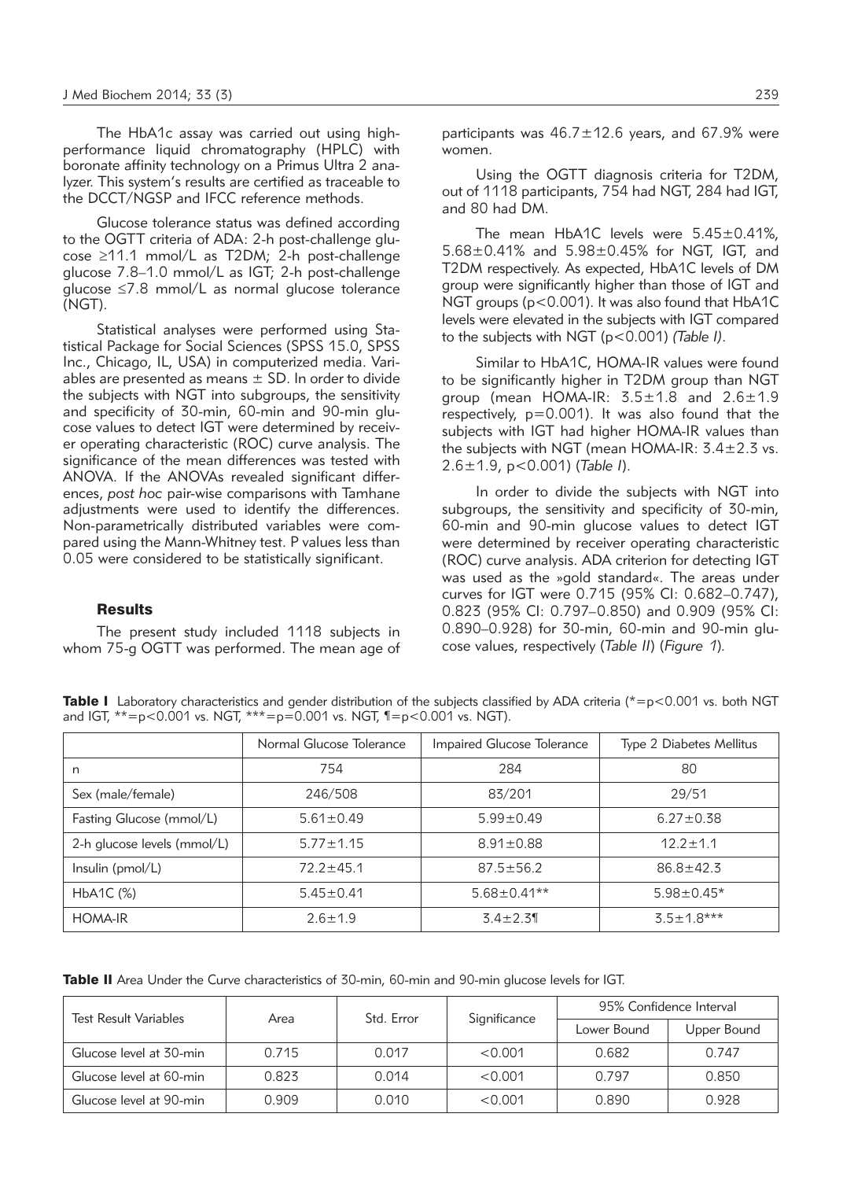The HbA1c assay was carried out using high-performance liquid chromatography (HPLC) with boronate affinity technology on a Primus Ultra 2 analyzer. This system's results are certified as traceable to the DCCT/NGSP and IFCC reference methods.

Glucose tolerance status was defined according to the OGTT criteria of ADA: 2-h post-challenge glucose ≥11.1 mmol/L as T2DM; 2-h post-challenge glucose 7.8–1.0 mmol/L as IGT; 2-h post-challenge glucose ≤7.8 mmol/L as normal glucose tolerance (NGT).

Statistical analyses were performed using Statistical Package for Social Sciences (SPSS 15.0, SPSS Inc., Chicago, IL, USA) in computerized media. Variables are presented as means ± SD. In order to divide the subjects with NGT into subgroups, the sensitivity and specificity of 30-min, 60-min and 90-min glucose values to detect IGT were determined by receiver operating characteristic (ROC) curve analysis. The significance of the mean differences was tested with ANOVA. If the ANOVAs revealed significant differences, *post hoc* pair-wise comparisons with Tamhane adjustments were used to identify the differences. Non-parametrically distributed variables were compared using the Mann-Whitney test. P values less than 0.05 were considered to be statistically significant.

## Results

The present study included 1118 subjects in whom 75-g OGTT was performed. The mean age of participants was 46.7±12.6 years, and 67.9% were women.

Using the OGTT diagnosis criteria for T2DM, out of 1118 participants, 754 had NGT, 284 had IGT, and 80 had DM.

The mean HbA1C levels were 5.45±0.41%, 5.68±0.41% and 5.98±0.45% for NGT, IGT, and T2DM respectively. As expected, HbA1C levels of DM group were significantly higher than those of IGT and NGT groups ($p<0.001$). It was also found that HbA1C levels were elevated in the subjects with IGT compared to the subjects with NGT ($p<0.001$) *(Table I)*.

Similar to HbA1C, HOMA-IR values were found to be significantly higher in T2DM group than NGT group (mean HOMA-IR: 3.5±1.8 and 2.6±1.9 respectively, $p=0.001$). It was also found that the subjects with IGT had higher HOMA-IR values than the subjects with NGT (mean HOMA-IR: 3.4±2.3 vs. 2.6±1.9, $p<0.001$) (*Table I*).

In order to divide the subjects with NGT into subgroups, the sensitivity and specificity of 30-min, 60-min and 90-min glucose values to detect IGT were determined by receiver operating characteristic (ROC) curve analysis. ADA criterion for detecting IGT was used as the »gold standard«. The areas under curves for IGT were 0.715 (95% CI: 0.682–0.747), 0.823 (95% CI: 0.797–0.850) and 0.909 (95% CI: 0.890–0.928) for 30-min, 60-min and 90-min glucose values, respectively (*Table II*) (*Figure 1*).

**Table I** Laboratory characteristics and gender distribution of the subjects classified by ADA criteria (*=p<0.001 vs. both NGT and IGT, **=p<0.001 vs. NGT, ***=p=0.001 vs. NGT, ¶=p<0.001 vs. NGT).

| | Normal Glucose Tolerance | Impaired Glucose Tolerance | Type 2 Diabetes Mellitus |
|---|---|---|---|
| n | 754 | 284 | 80 |
| Sex (male/female) | 246/508 | 83/201 | 29/51 |
| Fasting Glucose (mmol/L) | 5.61±0.49 | 5.99±0.49 | 6.27±0.38 |
| 2-h glucose levels (mmol/L) | 5.77±1.15 | 8.91±0.88 | 12.2±1.1 |
| Insulin (pmol/L) | 72.2±45.1 | 87.5±56.2 | 86.8±42.3 |
| HbA1C (%) | 5.45±0.41 | 5.68±0.41** | 5.98±0.45* |
| HOMA-IR | 2.6±1.9 | 3.4±2.3¶ | 3.5±1.8*** |

**Table II** Area Under the Curve characteristics of 30-min, 60-min and 90-min glucose levels for IGT.

| Test Result Variables | Area | Std. Error | Significance | 95% Confidence Interval | |
|---|---|---|---|---|---|
| | | | | Lower Bound | Upper Bound |
| Glucose level at 30-min | 0.715 | 0.017 | <0.001 | 0.682 | 0.747 |
| Glucose level at 60-min | 0.823 | 0.014 | <0.001 | 0.797 | 0.850 |
| Glucose level at 90-min | 0.909 | 0.010 | <0.001 | 0.890 | 0.928 |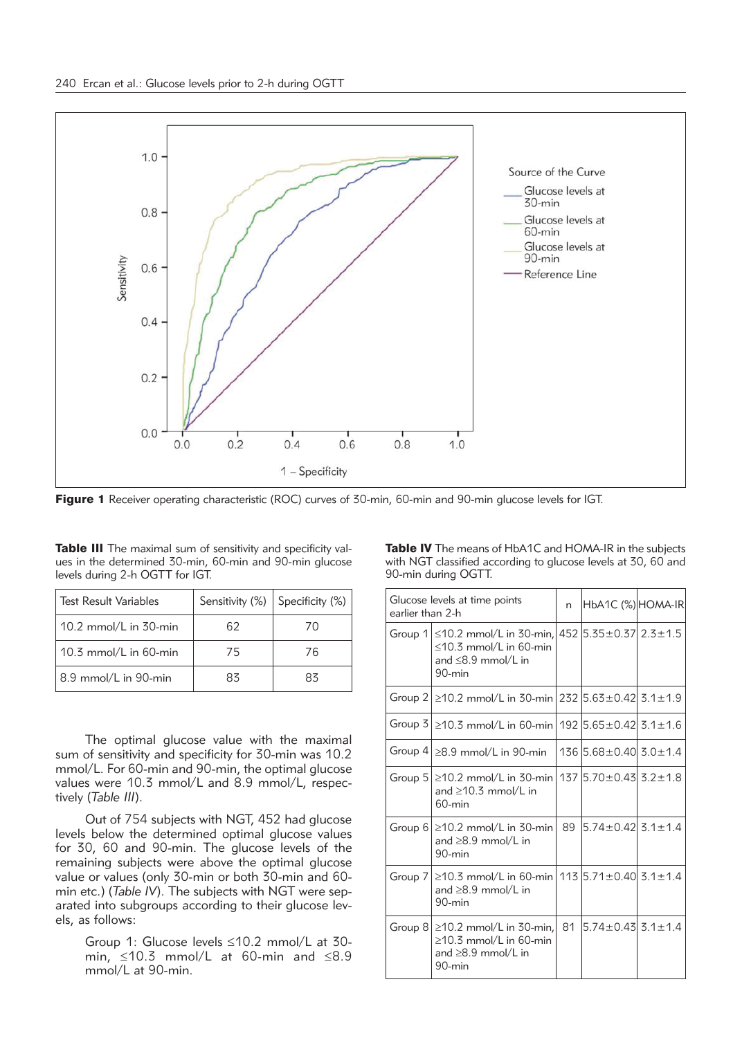Figure 1 Receiver operating characteristic (ROC) curves of 30-min, 60-min and 90-min glucose levels for IGT.

**Table III** The maximal sum of sensitivity and specificity values in the determined 30-min, 60-min and 90-min glucose levels during 2-h OGTT for IGT.

| Test Result Variables | Sensitivity (%) | Specificity (%) |
|---|---|---|
| 10.2 mmol/L in 30-min | 62 | 70 |
| 10.3 mmol/L in 60-min | 75 | 76 |
| 8.9 mmol/L in 90-min | 83 | 83 |

The optimal glucose value with the maximal sum of sensitivity and specificity for 30-min was 10.2 mmol/L. For 60-min and 90-min, the optimal glucose values were 10.3 mmol/L and 8.9 mmol/L, respectively (*Table III*).

Out of 754 subjects with NGT, 452 had glucose levels below the determined optimal glucose values for 30, 60 and 90-min. The glucose levels of the remaining subjects were above the optimal glucose value or values (only 30-min or both 30-min and 60-min etc.) (*Table IV*). The subjects with NGT were separated into subgroups according to their glucose levels, as follows:

Group 1: Glucose levels ≤10.2 mmol/L at 30-min, ≤10.3 mmol/L at 60-min and ≤8.9 mmol/L at 90-min.

**Table IV** The means of HbA1C and HOMA-IR in the subjects with NGT classified according to glucose levels at 30, 60 and 90-min during OGTT.

| Glucose levels at time points earlier than 2-h | | n | HbA1C (%) | HOMA-IR |
|---|---|---|---|---|
| Group 1 | ≤10.2 mmol/L in 30-min, ≤10.3 mmol/L in 60-min and ≤8.9 mmol/L in 90-min | 452 | 5.35±0.37 | 2.3±1.5 |
| Group 2 | ≥10.2 mmol/L in 30-min | 232 | 5.63±0.42 | 3.1±1.9 |
| Group 3 | ≥10.3 mmol/L in 60-min | 192 | 5.65±0.42 | 3.1±1.6 |
| Group 4 | ≥8.9 mmol/L in 90-min | 136 | 5.68±0.40 | 3.0±1.4 |
| Group 5 | ≥10.2 mmol/L in 30-min and ≥10.3 mmol/L in 60-min | 137 | 5.70±0.43 | 3.2±1.8 |
| Group 6 | ≥10.2 mmol/L in 30-min and ≥8.9 mmol/L in 90-min | 89 | 5.74±0.42 | 3.1±1.4 |
| Group 7 | ≥10.3 mmol/L in 60-min and ≥8.9 mmol/L in 90-min | 113 | 5.71±0.40 | 3.1±1.4 |
| Group 8 | ≥10.2 mmol/L in 30-min, ≥10.3 mmol/L in 60-min and ≥8.9 mmol/L in 90-min | 81 | 5.74±0.43 | 3.1±1.4 |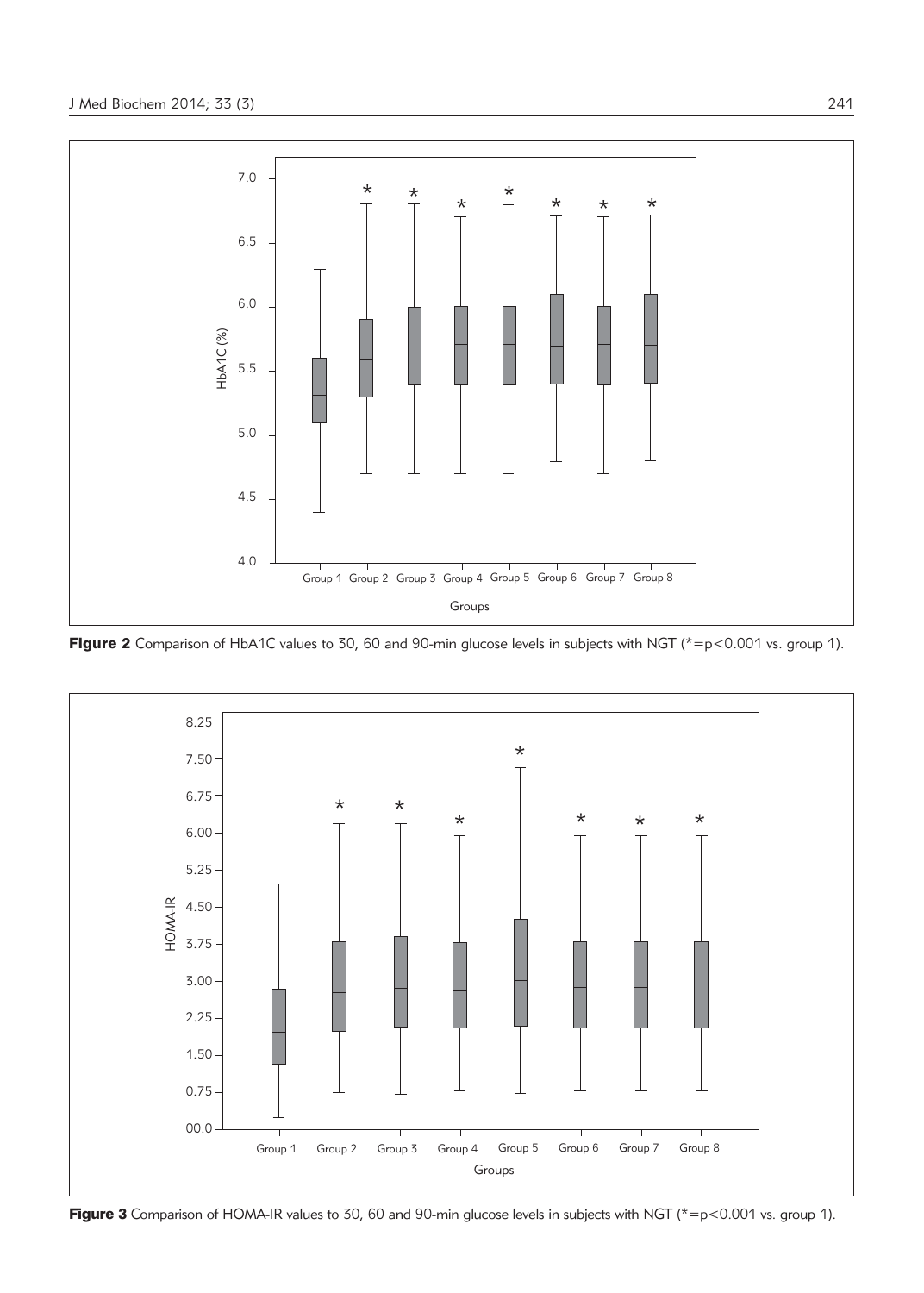**Figure 2** Comparison of HbA1C values to 30, 60 and 90-min glucose levels in subjects with NGT (*=p<0.001 vs. group 1).

**Figure 3** Comparison of HOMA-IR values to 30, 60 and 90-min glucose levels in subjects with NGT (*=p<0.001 vs. group 1).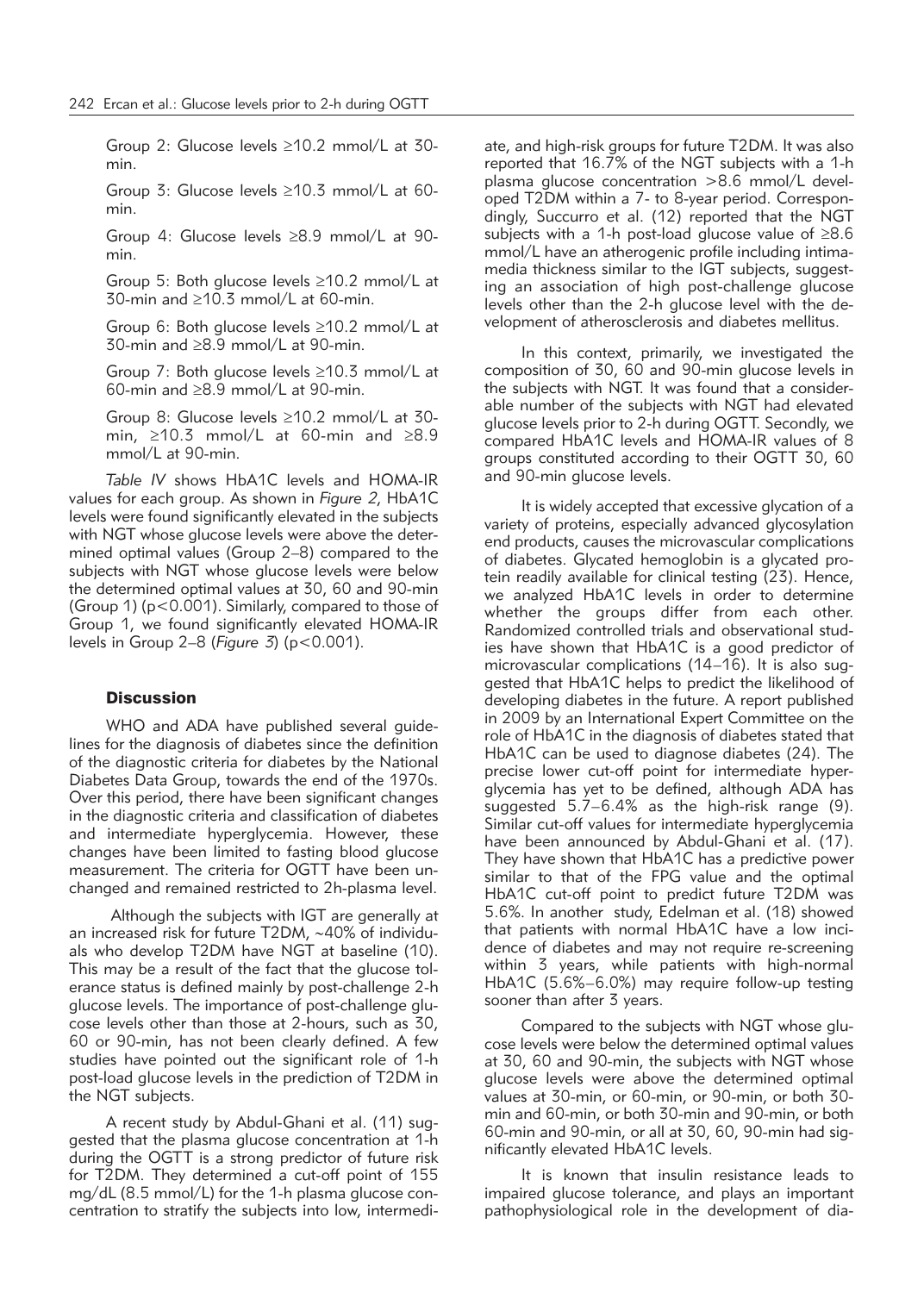Group 2: Glucose levels ≥10.2 mmol/L at 30-min.

Group 3: Glucose levels ≥10.3 mmol/L at 60-min.

Group 4: Glucose levels ≥8.9 mmol/L at 90-min.

Group 5: Both glucose levels ≥10.2 mmol/L at 30-min and ≥10.3 mmol/L at 60-min.

Group 6: Both glucose levels ≥10.2 mmol/L at 30-min and ≥8.9 mmol/L at 90-min.

Group 7: Both glucose levels ≥10.3 mmol/L at 60-min and ≥8.9 mmol/L at 90-min.

Group 8: Glucose levels ≥10.2 mmol/L at 30-min, ≥10.3 mmol/L at 60-min and ≥8.9 mmol/L at 90-min.

*Table IV* shows HbA1C levels and HOMA-IR values for each group. As shown in *Figure 2*, HbA1C levels were found significantly elevated in the subjects with NGT whose glucose levels were above the determined optimal values (Group 2–8) compared to the subjects with NGT whose glucose levels were below the determined optimal values at 30, 60 and 90-min (Group 1) ($p<0.001$). Similarly, compared to those of Group 1, we found significantly elevated HOMA-IR levels in Group 2–8 (*Figure 3*) ($p<0.001$).

## Discussion

WHO and ADA have published several guidelines for the diagnosis of diabetes since the definition of the diagnostic criteria for diabetes by the National Diabetes Data Group, towards the end of the 1970s. Over this period, there have been significant changes in the diagnostic criteria and classification of diabetes and intermediate hyperglycemia. However, these changes have been limited to fasting blood glucose measurement. The criteria for OGTT have been unchanged and remained restricted to 2h-plasma level.

Although the subjects with IGT are generally at an increased risk for future T2DM, ~40% of individuals who develop T2DM have NGT at baseline (10). This may be a result of the fact that the glucose tolerance status is defined mainly by post-challenge 2-h glucose levels. The importance of post-challenge glucose levels other than those at 2-hours, such as 30, 60 or 90-min, has not been clearly defined. A few studies have pointed out the significant role of 1-h post-load glucose levels in the prediction of T2DM in the NGT subjects.

A recent study by Abdul-Ghani et al. (11) suggested that the plasma glucose concentration at 1-h during the OGTT is a strong predictor of future risk for T2DM. They determined a cut-off point of 155 mg/dL (8.5 mmol/L) for the 1-h plasma glucose concentration to stratify the subjects into low, intermediate, and high-risk groups for future T2DM. It was also reported that 16.7% of the NGT subjects with a 1-h plasma glucose concentration >8.6 mmol/L developed T2DM within a 7- to 8-year period. Correspondingly, Succurro et al. (12) reported that the NGT subjects with a 1-h post-load glucose value of ≥8.6 mmol/L have an atherogenic profile including intima-media thickness similar to the IGT subjects, suggesting an association of high post-challenge glucose levels other than the 2-h glucose level with the development of atherosclerosis and diabetes mellitus.

In this context, primarily, we investigated the composition of 30, 60 and 90-min glucose levels in the subjects with NGT. It was found that a considerable number of the subjects with NGT had elevated glucose levels prior to 2-h during OGTT. Secondly, we compared HbA1C levels and HOMA-IR values of 8 groups constituted according to their OGTT 30, 60 and 90-min glucose levels.

It is widely accepted that excessive glycation of a variety of proteins, especially advanced glycosylation end products, causes the microvascular complications of diabetes. Glycated hemoglobin is a glycated protein readily available for clinical testing (23). Hence, we analyzed HbA1C levels in order to determine whether the groups differ from each other. Randomized controlled trials and observational studies have shown that HbA1C is a good predictor of microvascular complications (14–16). It is also suggested that HbA1C helps to predict the likelihood of developing diabetes in the future. A report published in 2009 by an International Expert Committee on the role of HbA1C in the diagnosis of diabetes stated that HbA1C can be used to diagnose diabetes (24). The precise lower cut-off point for intermediate hyperglycemia has yet to be defined, although ADA has suggested 5.7–6.4% as the high-risk range (9). Similar cut-off values for intermediate hyperglycemia have been announced by Abdul-Ghani et al. (17). They have shown that HbA1C has a predictive power similar to that of the FPG value and the optimal HbA1C cut-off point to predict future T2DM was 5.6%. In another study, Edelman et al. (18) showed that patients with normal HbA1C have a low incidence of diabetes and may not require re-screening within 3 years, while patients with high-normal HbA1C (5.6%–6.0%) may require follow-up testing sooner than after 3 years.

Compared to the subjects with NGT whose glucose levels were below the determined optimal values at 30, 60 and 90-min, the subjects with NGT whose glucose levels were above the determined optimal values at 30-min, or 60-min, or 90-min, or both 30-min and 60-min, or both 30-min and 90-min, or both 60-min and 90-min, or all at 30, 60, 90-min had significantly elevated HbA1C levels.

It is known that insulin resistance leads to impaired glucose tolerance, and plays an important pathophysiological role in the development of dia-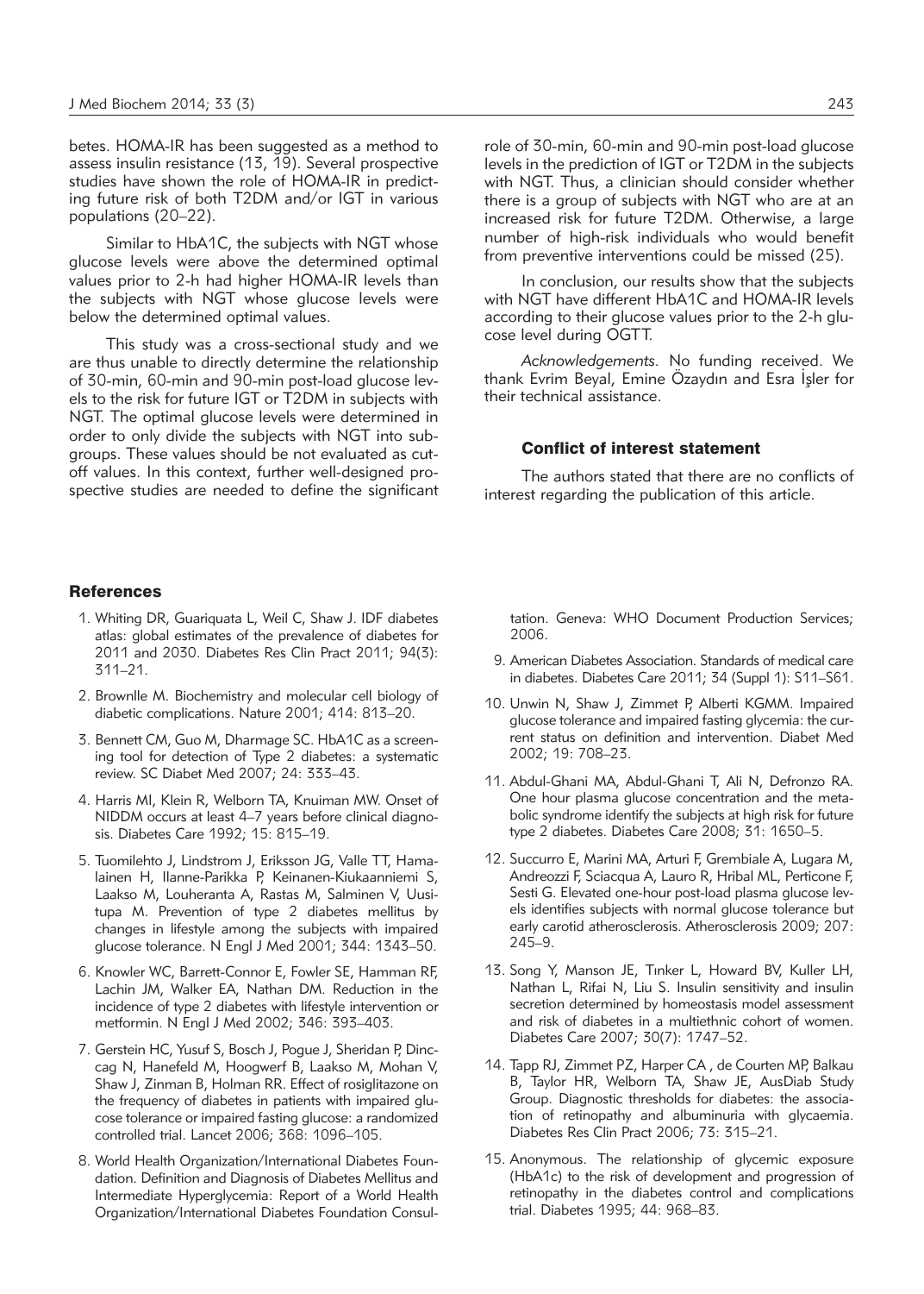betes. HOMA-IR has been suggested as a method to assess insulin resistance (13, 19). Several prospective studies have shown the role of HOMA-IR in predicting future risk of both T2DM and/or IGT in various populations (20–22).

Similar to HbA1C, the subjects with NGT whose glucose levels were above the determined optimal values prior to 2-h had higher HOMA-IR levels than the subjects with NGT whose glucose levels were below the determined optimal values.

This study was a cross-sectional study and we are thus unable to directly determine the relationship of 30-min, 60-min and 90-min post-load glucose levels to the risk for future IGT or T2DM in subjects with NGT. The optimal glucose levels were determined in order to only divide the subjects with NGT into subgroups. These values should be not evaluated as cut-off values. In this context, further well-designed prospective studies are needed to define the significant role of 30-min, 60-min and 90-min post-load glucose levels in the prediction of IGT or T2DM in the subjects with NGT. Thus, a clinician should consider whether there is a group of subjects with NGT who are at an increased risk for future T2DM. Otherwise, a large number of high-risk individuals who would benefit from preventive interventions could be missed (25).

In conclusion, our results show that the subjects with NGT have different HbA1C and HOMA-IR levels according to their glucose values prior to the 2-h glucose level during OGTT.

*Acknowledgements.* No funding received. We thank Evrim Beyal, Emine Özaydın and Esra İşler for their technical assistance.

### Conflict of interest statement

The authors stated that there are no conflicts of interest regarding the publication of this article.

### References

1. Whiting DR, Guariquata L, Weil C, Shaw J. IDF diabetes atlas: global estimates of the prevalence of diabetes for 2011 and 2030. Diabetes Res Clin Pract 2011; 94(3): 311–21.
2. Brownlle M. Biochemistry and molecular cell biology of diabetic complications. Nature 2001; 414: 813–20.
3. Bennett CM, Guo M, Dharmage SC. HbA1C as a screening tool for detection of Type 2 diabetes: a systematic review. SC Diabet Med 2007; 24: 333–43.
4. Harris MI, Klein R, Welborn TA, Knuiman MW. Onset of NIDDM occurs at least 4–7 years before clinical diagnosis. Diabetes Care 1992; 15: 815–19.
5. Tuomilehto J, Lindstrom J, Eriksson JG, Valle TT, Hamalainen H, Ilanne-Parikka P, Keinanen-Kiukaanniemi S, Laakso M, Louheranta A, Rastas M, Salminen V, Uusitupa M. Prevention of type 2 diabetes mellitus by changes in lifestyle among the subjects with impaired glucose tolerance. N Engl J Med 2001; 344: 1343–50.
6. Knowler WC, Barrett-Connor E, Fowler SE, Hamman RF, Lachin JM, Walker EA, Nathan DM. Reduction in the incidence of type 2 diabetes with lifestyle intervention or metformin. N Engl J Med 2002; 346: 393–403.
7. Gerstein HC, Yusuf S, Bosch J, Pogue J, Sheridan P, Dinccag N, Hanefeld M, Hoogwerf B, Laakso M, Mohan V, Shaw J, Zinman B, Holman RR. Effect of rosiglitazone on the frequency of diabetes in patients with impaired glucose tolerance or impaired fasting glucose: a randomized controlled trial. Lancet 2006; 368: 1096–105.
8. World Health Organization/International Diabetes Foundation. Definition and Diagnosis of Diabetes Mellitus and Intermediate Hyperglycemia: Report of a World Health Organization/International Diabetes Foundation Consultation. Geneva: WHO Document Production Services; 2006.
9. American Diabetes Association. Standards of medical care in diabetes. Diabetes Care 2011; 34 (Suppl 1): S11–S61.
10. Unwin N, Shaw J, Zimmet P, Alberti KGMM. Impaired glucose tolerance and impaired fasting glycemia: the current status on definition and intervention. Diabet Med 2002; 19: 708–23.
11. Abdul-Ghani MA, Abdul-Ghani T, Ali N, Defronzo RA. One hour plasma glucose concentration and the metabolic syndrome identify the subjects at high risk for future type 2 diabetes. Diabetes Care 2008; 31: 1650–5.
12. Succurro E, Marini MA, Arturi F, Grembiale A, Lugara M, Andreozzi F, Sciacqua A, Lauro R, Hribal ML, Perticone F, Sesti G. Elevated one-hour post-load plasma glucose levels identifies subjects with normal glucose tolerance but early carotid atherosclerosis. Atherosclerosis 2009; 207: 245–9.
13. Song Y, Manson JE, Tınker L, Howard BV, Kuller LH, Nathan L, Rifai N, Liu S. Insulin sensitivity and insulin secretion determined by homeostasis model assessment and risk of diabetes in a multiethnic cohort of women. Diabetes Care 2007; 30(7): 1747–52.
14. Tapp RJ, Zimmet PZ, Harper CA , de Courten MP, Balkau B, Taylor HR, Welborn TA, Shaw JE, AusDiab Study Group. Diagnostic thresholds for diabetes: the association of retinopathy and albuminuria with glycaemia. Diabetes Res Clin Pract 2006; 73: 315–21.
15. Anonymous. The relationship of glycemic exposure (HbA1c) to the risk of development and progression of retinopathy in the diabetes control and complications trial. Diabetes 1995; 44: 968–83.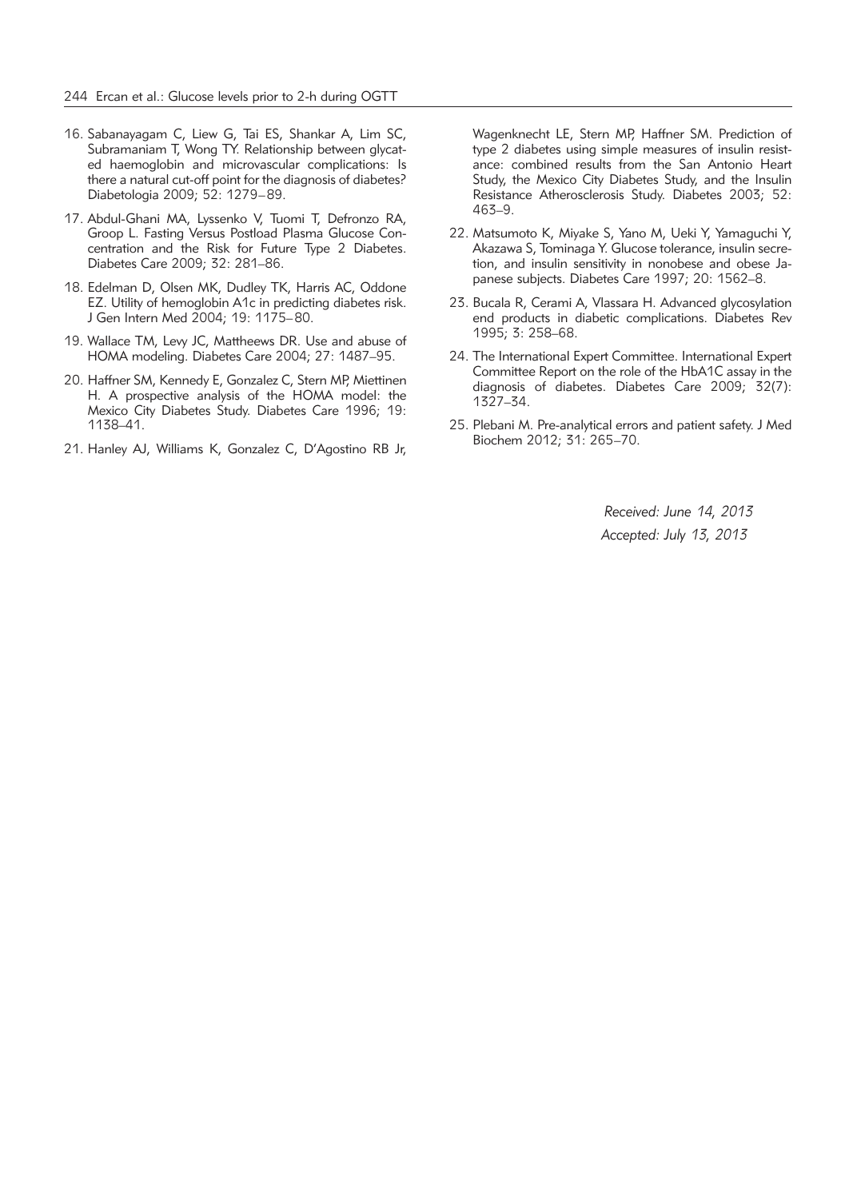16. Sabanayagam C, Liew G, Tai ES, Shankar A, Lim SC, Subramaniam T, Wong TY. Relationship between glycated haemoglobin and microvascular complications: Is there a natural cut-off point for the diagnosis of diabetes? Diabetologia 2009; 52: 1279–89.
17. Abdul-Ghani MA, Lyssenko V, Tuomi T, Defronzo RA, Groop L. Fasting Versus Postload Plasma Glucose Concentration and the Risk for Future Type 2 Diabetes. Diabetes Care 2009; 32: 281–86.
18. Edelman D, Olsen MK, Dudley TK, Harris AC, Oddone EZ. Utility of hemoglobin A1c in predicting diabetes risk. J Gen Intern Med 2004; 19: 1175–80.
19. Wallace TM, Levy JC, Mattheews DR. Use and abuse of HOMA modeling. Diabetes Care 2004; 27: 1487–95.
20. Haffner SM, Kennedy E, Gonzalez C, Stern MP, Miettinen H. A prospective analysis of the HOMA model: the Mexico City Diabetes Study. Diabetes Care 1996; 19: 1138–41.
21. Hanley AJ, Williams K, Gonzalez C, D'Agostino RB Jr, Wagenknecht LE, Stern MP, Haffner SM. Prediction of type 2 diabetes using simple measures of insulin resistance: combined results from the San Antonio Heart Study, the Mexico City Diabetes Study, and the Insulin Resistance Atherosclerosis Study. Diabetes 2003; 52: 463–9.
22. Matsumoto K, Miyake S, Yano M, Ueki Y, Yamaguchi Y, Akazawa S, Tominaga Y. Glucose tolerance, insulin secretion, and insulin sensitivity in nonobese and obese Japanese subjects. Diabetes Care 1997; 20: 1562–8.
23. Bucala R, Cerami A, Vlassara H. Advanced glycosylation end products in diabetic complications. Diabetes Rev 1995; 3: 258–68.
24. The International Expert Committee. International Expert Committee Report on the role of the HbA1C assay in the diagnosis of diabetes. Diabetes Care 2009; 32(7): 1327–34.
25. Plebani M. Pre-analytical errors and patient safety. J Med Biochem 2012; 31: 265–70.

*Received: June 14, 2013*

*Accepted: July 13, 2013*